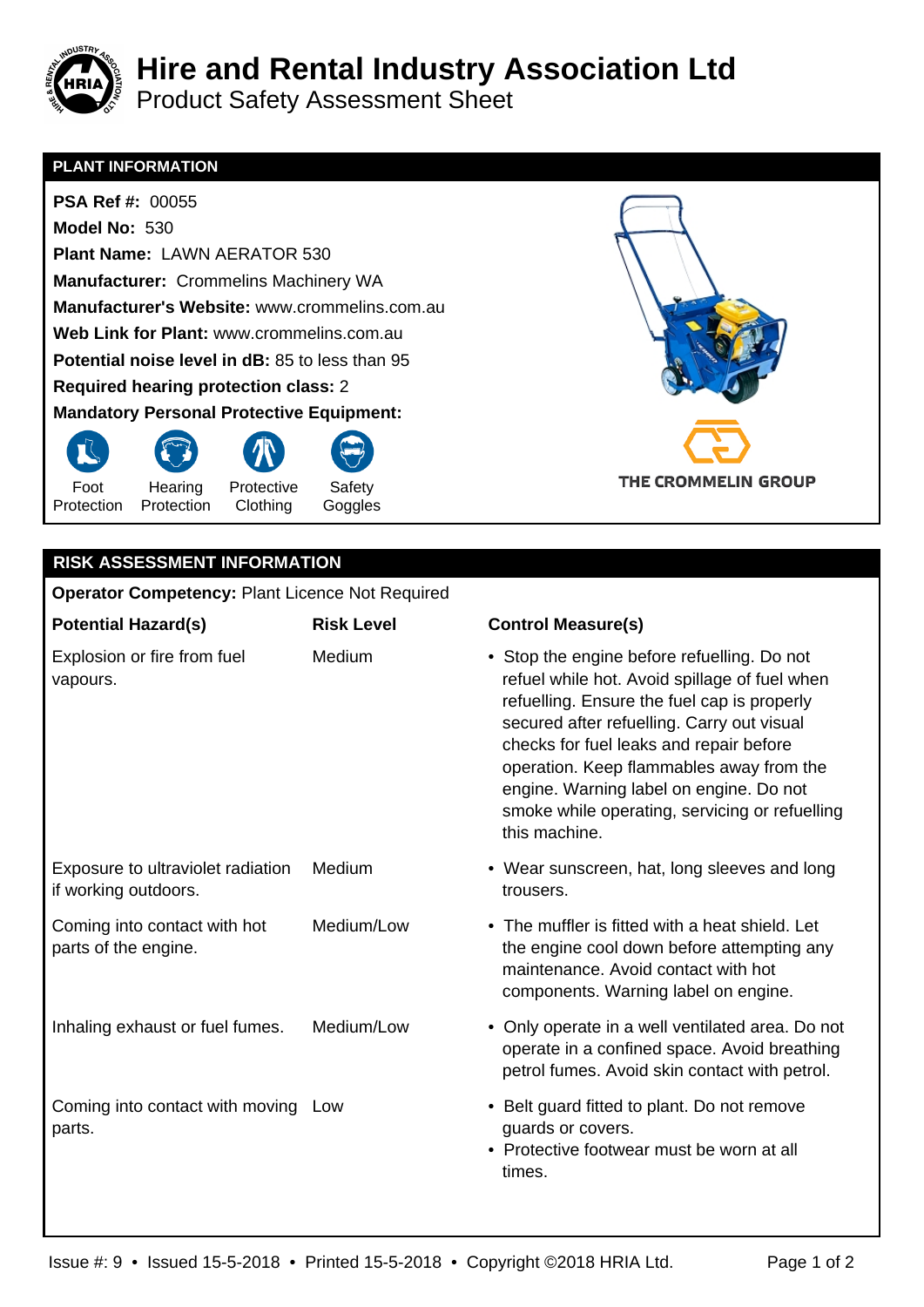# Hire and Rental Industry Association Ltd

## Product Safety Assessment Sheet

## PLANT INFORMATION

**PSA Ref #:** 00055

**Model No:** 530

**Plant Name:** LAWN AERATOR 530

**Manufacturer:** Crommelins Machinery WA

**Manufacturer's Website:** www.crommelins.com.au

**Web Link for Plant:** www.crommelins.com.au

**Potential noise level in dB:** 85 to less than 95

**Required hearing protection class:** 2

**Mandatory Personal Protective Equipment:**

- Foot Protection
- Hearing Protection
- Protective Clothing
- Safety Goggles

THE CROMMELIN GROUP

## RISK ASSESSMENT INFORMATION

**Operator Competency:** Plant Licence Not Required

| Potential Hazard(s) | Risk Level | Control Measure(s) |
|---|---|---|
| Explosion or fire from fuel vapours. | Medium | • Stop the engine before refuelling. Do not refuel while hot. Avoid spillage of fuel when refuelling. Ensure the fuel cap is properly secured after refuelling. Carry out visual checks for fuel leaks and repair before operation. Keep flammables away from the engine. Warning label on engine. Do not smoke while operating, servicing or refuelling this machine. |
| Exposure to ultraviolet radiation if working outdoors. | Medium | • Wear sunscreen, hat, long sleeves and long trousers. |
| Coming into contact with hot parts of the engine. | Medium/Low | • The muffler is fitted with a heat shield. Let the engine cool down before attempting any maintenance. Avoid contact with hot components. Warning label on engine. |
| Inhaling exhaust or fuel fumes. | Medium/Low | • Only operate in a well ventilated area. Do not operate in a confined space. Avoid breathing petrol fumes. Avoid skin contact with petrol. |
| Coming into contact with moving parts. | Low | • Belt guard fitted to plant. Do not remove guards or covers.<br>• Protective footwear must be worn at all times. |

Issue #: 9 • Issued 15-5-2018 • Printed 15-5-2018 • Copyright ©2018 HRIA Ltd.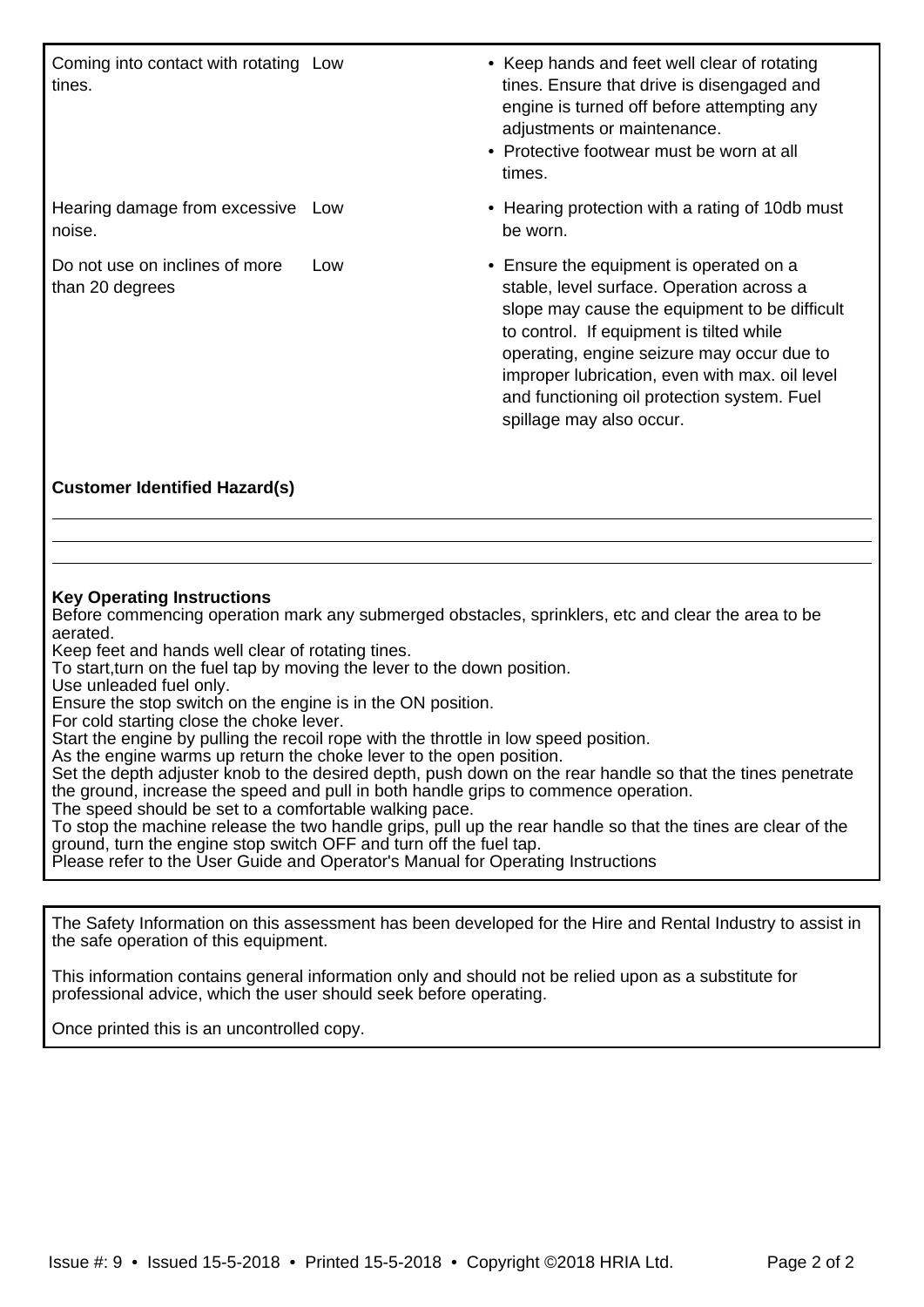| | | |
|---|---|---|
| Coming into contact with rotating tines. | Low | • Keep hands and feet well clear of rotating tines. Ensure that drive is disengaged and engine is turned off before attempting any adjustments or maintenance.<br>• Protective footwear must be worn at all times. |
| Hearing damage from excessive noise. | Low | • Hearing protection with a rating of 10db must be worn. |
| Do not use on inclines of more than 20 degrees | Low | • Ensure the equipment is operated on a stable, level surface. Operation across a slope may cause the equipment to be difficult to control. If equipment is tilted while operating, engine seizure may occur due to improper lubrication, even with max. oil level and functioning oil protection system. Fuel spillage may also occur. |

**Customer Identified Hazard(s)**

**Key Operating Instructions**

Before commencing operation mark any submerged obstacles, sprinklers, etc and clear the area to be aerated.
Keep feet and hands well clear of rotating tines.
To start,turn on the fuel tap by moving the lever to the down position.
Use unleaded fuel only.
Ensure the stop switch on the engine is in the ON position.
For cold starting close the choke lever.
Start the engine by pulling the recoil rope with the throttle in low speed position.
As the engine warms up return the choke lever to the open position.
Set the depth adjuster knob to the desired depth, push down on the rear handle so that the tines penetrate the ground, increase the speed and pull in both handle grips to commence operation.
The speed should be set to a comfortable walking pace.
To stop the machine release the two handle grips, pull up the rear handle so that the tines are clear of the ground, turn the engine stop switch OFF and turn off the fuel tap.
Please refer to the User Guide and Operator's Manual for Operating Instructions

The Safety Information on this assessment has been developed for the Hire and Rental Industry to assist in the safe operation of this equipment.

This information contains general information only and should not be relied upon as a substitute for professional advice, which the user should seek before operating.

Once printed this is an uncontrolled copy.

Issue #: 9 • Issued 15-5-2018 • Printed 15-5-2018 • Copyright ©2018 HRIA Ltd.